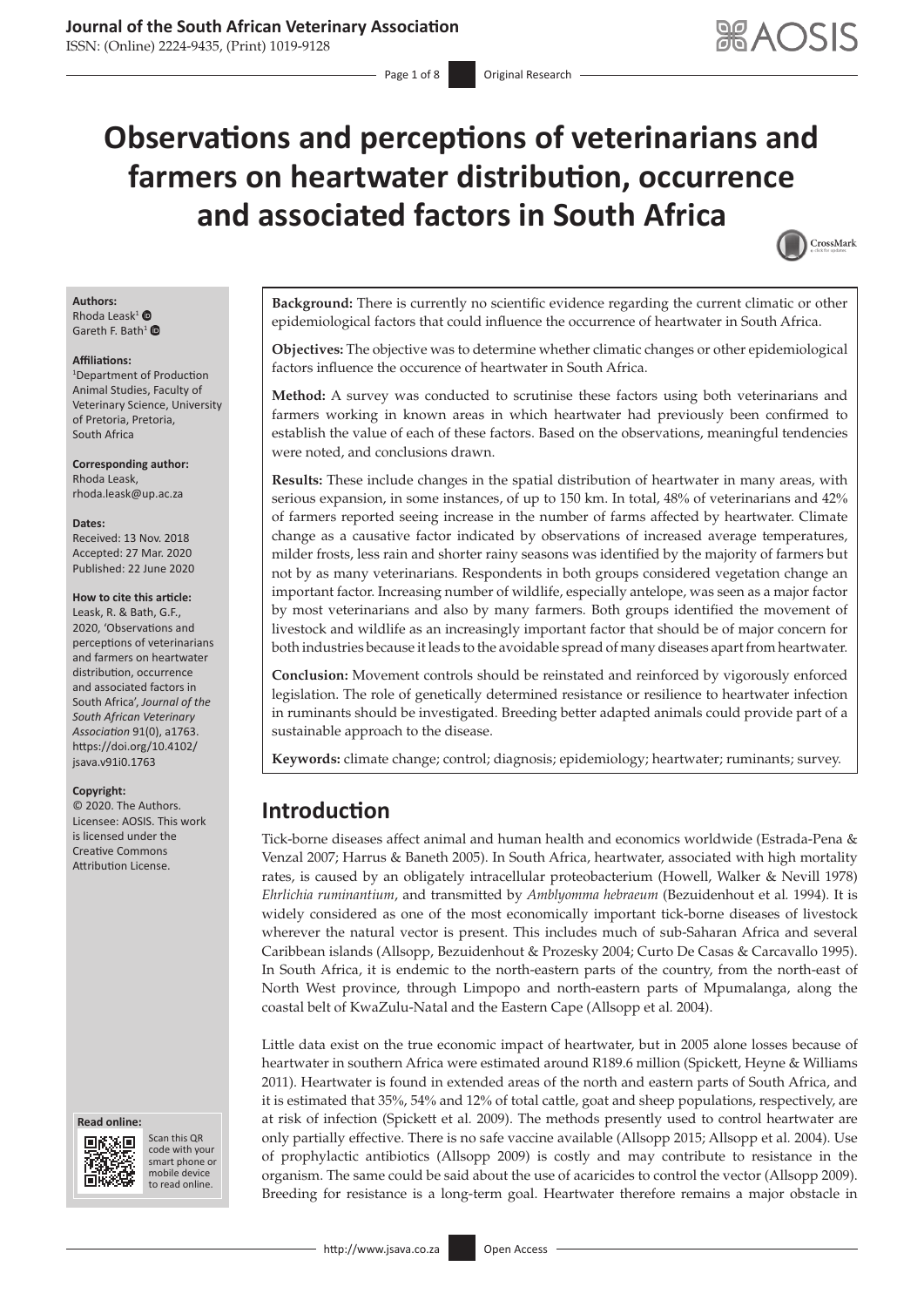# Observations and perceptions of veterinarians and farmers on heartwater distribution, occurrence and associated factors in South Africa

**Authors:**
Rhoda Leask[1]
Gareth F. Bath[1]

**Affiliations:**
[1]Department of Production Animal Studies, Faculty of Veterinary Science, University of Pretoria, Pretoria, South Africa

**Corresponding author:**
Rhoda Leask,
rhoda.leask@up.ac.za

**Dates:**
Received: 13 Nov. 2018
Accepted: 27 Mar. 2020
Published: 22 June 2020

**How to cite this article:**
Leask, R. & Bath, G.F., 2020, 'Observations and perceptions of veterinarians and farmers on heartwater distribution, occurrence and associated factors in South Africa', *Journal of the South African Veterinary Association* 91(0), a1763. https://doi.org/10.4102/jsava.v91i0.1763

**Copyright:**
© 2020. The Authors. Licensee: AOSIS. This work is licensed under the Creative Commons Attribution License.

**Background:** There is currently no scientific evidence regarding the current climatic or other epidemiological factors that could influence the occurrence of heartwater in South Africa.

**Objectives:** The objective was to determine whether climatic changes or other epidemiological factors influence the occurence of heartwater in South Africa.

**Method:** A survey was conducted to scrutinise these factors using both veterinarians and farmers working in known areas in which heartwater had previously been confirmed to establish the value of each of these factors. Based on the observations, meaningful tendencies were noted, and conclusions drawn.

**Results:** These include changes in the spatial distribution of heartwater in many areas, with serious expansion, in some instances, of up to 150 km. In total, 48% of veterinarians and 42% of farmers reported seeing increase in the number of farms affected by heartwater. Climate change as a causative factor indicated by observations of increased average temperatures, milder frosts, less rain and shorter rainy seasons was identified by the majority of farmers but not by as many veterinarians. Respondents in both groups considered vegetation change an important factor. Increasing number of wildlife, especially antelope, was seen as a major factor by most veterinarians and also by many farmers. Both groups identified the movement of livestock and wildlife as an increasingly important factor that should be of major concern for both industries because it leads to the avoidable spread of many diseases apart from heartwater.

**Conclusion:** Movement controls should be reinstated and reinforced by vigorously enforced legislation. The role of genetically determined resistance or resilience to heartwater infection in ruminants should be investigated. Breeding better adapted animals could provide part of a sustainable approach to the disease.

**Keywords:** climate change; control; diagnosis; epidemiology; heartwater; ruminants; survey.

## Introduction

Tick-borne diseases affect animal and human health and economics worldwide (Estrada-Pena & Venzal 2007; Harrus & Baneth 2005). In South Africa, heartwater, associated with high mortality rates, is caused by an obligately intracellular proteobacterium (Howell, Walker & Nevill 1978) *Ehrlichia ruminantium*, and transmitted by *Amblyomma hebraeum* (Bezuidenhout et al. 1994). It is widely considered as one of the most economically important tick-borne diseases of livestock wherever the natural vector is present. This includes much of sub-Saharan Africa and several Caribbean islands (Allsopp, Bezuidenhout & Prozesky 2004; Curto De Casas & Carcavallo 1995). In South Africa, it is endemic to the north-eastern parts of the country, from the north-east of North West province, through Limpopo and north-eastern parts of Mpumalanga, along the coastal belt of KwaZulu-Natal and the Eastern Cape (Allsopp et al. 2004).

Little data exist on the true economic impact of heartwater, but in 2005 alone losses because of heartwater in southern Africa were estimated around R189.6 million (Spickett, Heyne & Williams 2011). Heartwater is found in extended areas of the north and eastern parts of South Africa, and it is estimated that 35%, 54% and 12% of total cattle, goat and sheep populations, respectively, are at risk of infection (Spickett et al. 2009). The methods presently used to control heartwater are only partially effective. There is no safe vaccine available (Allsopp 2015; Allsopp et al. 2004). Use of prophylactic antibiotics (Allsopp 2009) is costly and may contribute to resistance in the organism. The same could be said about the use of acaricides to control the vector (Allsopp 2009). Breeding for resistance is a long-term goal. Heartwater therefore remains a major obstacle in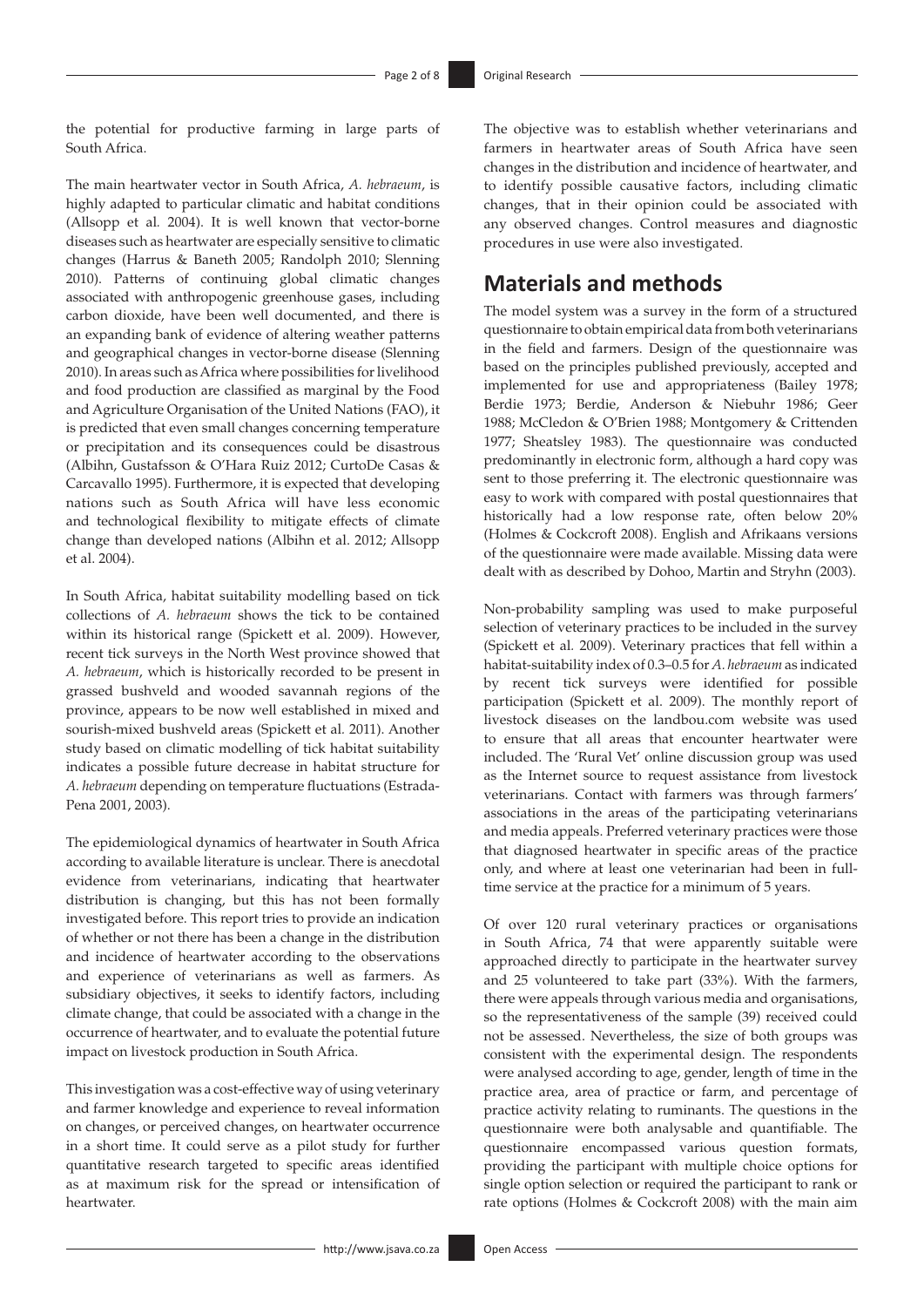the potential for productive farming in large parts of South Africa.

The main heartwater vector in South Africa, *A. hebraeum*, is highly adapted to particular climatic and habitat conditions (Allsopp et al*.* 2004). It is well known that vector-borne diseases such as heartwater are especially sensitive to climatic changes (Harrus & Baneth 2005; Randolph 2010; Slenning 2010). Patterns of continuing global climatic changes associated with anthropogenic greenhouse gases, including carbon dioxide, have been well documented, and there is an expanding bank of evidence of altering weather patterns and geographical changes in vector-borne disease (Slenning 2010). In areas such as Africa where possibilities for livelihood and food production are classified as marginal by the Food and Agriculture Organisation of the United Nations (FAO), it is predicted that even small changes concerning temperature or precipitation and its consequences could be disastrous (Albihn, Gustafsson & O'Hara Ruiz 2012; CurtoDe Casas & Carcavallo 1995). Furthermore, it is expected that developing nations such as South Africa will have less economic and technological flexibility to mitigate effects of climate change than developed nations (Albihn et al. 2012; Allsopp et al. 2004).

In South Africa, habitat suitability modelling based on tick collections of *A. hebraeum* shows the tick to be contained within its historical range (Spickett et al. 2009). However, recent tick surveys in the North West province showed that *A. hebraeum*, which is historically recorded to be present in grassed bushveld and wooded savannah regions of the province, appears to be now well established in mixed and sourish-mixed bushveld areas (Spickett et al*.* 2011). Another study based on climatic modelling of tick habitat suitability indicates a possible future decrease in habitat structure for *A. hebraeum* depending on temperature fluctuations (Estrada-Pena 2001, 2003).

The epidemiological dynamics of heartwater in South Africa according to available literature is unclear. There is anecdotal evidence from veterinarians, indicating that heartwater distribution is changing, but this has not been formally investigated before. This report tries to provide an indication of whether or not there has been a change in the distribution and incidence of heartwater according to the observations and experience of veterinarians as well as farmers. As subsidiary objectives, it seeks to identify factors, including climate change, that could be associated with a change in the occurrence of heartwater, and to evaluate the potential future impact on livestock production in South Africa.

This investigation was a cost-effective way of using veterinary and farmer knowledge and experience to reveal information on changes, or perceived changes, on heartwater occurrence in a short time. It could serve as a pilot study for further quantitative research targeted to specific areas identified as at maximum risk for the spread or intensification of heartwater.

The objective was to establish whether veterinarians and farmers in heartwater areas of South Africa have seen changes in the distribution and incidence of heartwater, and to identify possible causative factors, including climatic changes, that in their opinion could be associated with any observed changes. Control measures and diagnostic procedures in use were also investigated.

## Materials and methods

The model system was a survey in the form of a structured questionnaire to obtain empirical data from both veterinarians in the field and farmers. Design of the questionnaire was based on the principles published previously, accepted and implemented for use and appropriateness (Bailey 1978; Berdie 1973; Berdie, Anderson & Niebuhr 1986; Geer 1988; McCledon & O'Brien 1988; Montgomery & Crittenden 1977; Sheatsley 1983). The questionnaire was conducted predominantly in electronic form, although a hard copy was sent to those preferring it. The electronic questionnaire was easy to work with compared with postal questionnaires that historically had a low response rate, often below 20% (Holmes & Cockcroft 2008). English and Afrikaans versions of the questionnaire were made available. Missing data were dealt with as described by Dohoo, Martin and Stryhn (2003).

Non-probability sampling was used to make purposeful selection of veterinary practices to be included in the survey (Spickett et al. 2009). Veterinary practices that fell within a habitat-suitability index of 0.3–0.5 for *A. hebraeum* as indicated by recent tick surveys were identified for possible participation (Spickett et al. 2009). The monthly report of livestock diseases on the landbou.com website was used to ensure that all areas that encounter heartwater were included. The 'Rural Vet' online discussion group was used as the Internet source to request assistance from livestock veterinarians. Contact with farmers was through farmers' associations in the areas of the participating veterinarians and media appeals. Preferred veterinary practices were those that diagnosed heartwater in specific areas of the practice only, and where at least one veterinarian had been in full-time service at the practice for a minimum of 5 years.

Of over 120 rural veterinary practices or organisations in South Africa, 74 that were apparently suitable were approached directly to participate in the heartwater survey and 25 volunteered to take part (33%). With the farmers, there were appeals through various media and organisations, so the representativeness of the sample (39) received could not be assessed. Nevertheless, the size of both groups was consistent with the experimental design. The respondents were analysed according to age, gender, length of time in the practice area, area of practice or farm, and percentage of practice activity relating to ruminants. The questions in the questionnaire were both analysable and quantifiable. The questionnaire encompassed various question formats, providing the participant with multiple choice options for single option selection or required the participant to rank or rate options (Holmes & Cockcroft 2008) with the main aim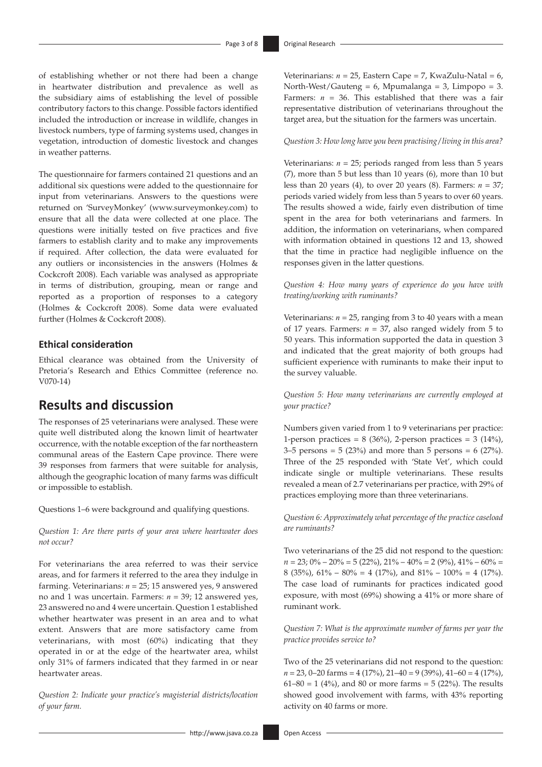of establishing whether or not there had been a change in heartwater distribution and prevalence as well as the subsidiary aims of establishing the level of possible contributory factors to this change. Possible factors identified included the introduction or increase in wildlife, changes in livestock numbers, type of farming systems used, changes in vegetation, introduction of domestic livestock and changes in weather patterns.

The questionnaire for farmers contained 21 questions and an additional six questions were added to the questionnaire for input from veterinarians. Answers to the questions were returned on 'SurveyMonkey' (www.surveymonkey.com) to ensure that all the data were collected at one place. The questions were initially tested on five practices and five farmers to establish clarity and to make any improvements if required. After collection, the data were evaluated for any outliers or inconsistencies in the answers (Holmes & Cockcroft 2008). Each variable was analysed as appropriate in terms of distribution, grouping, mean or range and reported as a proportion of responses to a category (Holmes & Cockcroft 2008). Some data were evaluated further (Holmes & Cockcroft 2008).

### Ethical consideration

Ethical clearance was obtained from the University of Pretoria's Research and Ethics Committee (reference no. V070-14)

## Results and discussion

The responses of 25 veterinarians were analysed. These were quite well distributed along the known limit of heartwater occurrence, with the notable exception of the far northeastern communal areas of the Eastern Cape province. There were 39 responses from farmers that were suitable for analysis, although the geographic location of many farms was difficult or impossible to establish.

Questions 1–6 were background and qualifying questions.

*Question 1: Are there parts of your area where heartwater does not occur?*

For veterinarians the area referred to was their service areas, and for farmers it referred to the area they indulge in farming. Veterinarians: $n = 25$; 15 answered yes, 9 answered no and 1 was uncertain. Farmers: $n = 39$; 12 answered yes, 23 answered no and 4 were uncertain. Question 1 established whether heartwater was present in an area and to what extent. Answers that are more satisfactory came from veterinarians, with most (60%) indicating that they operated in or at the edge of the heartwater area, whilst only 31% of farmers indicated that they farmed in or near heartwater areas.

*Question 2: Indicate your practice's magisterial districts/location of your farm.*

Veterinarians: $n = 25$, Eastern Cape = 7, KwaZulu-Natal = 6, North-West/Gauteng = 6, Mpumalanga = 3, Limpopo = 3. Farmers: $n = 36$. This established that there was a fair representative distribution of veterinarians throughout the target area, but the situation for the farmers was uncertain.

*Question 3: How long have you been practising/living in this area?*

Veterinarians: $n = 25$; periods ranged from less than 5 years (7), more than 5 but less than 10 years (6), more than 10 but less than 20 years (4), to over 20 years (8). Farmers: $n = 37$; periods varied widely from less than 5 years to over 60 years. The results showed a wide, fairly even distribution of time spent in the area for both veterinarians and farmers. In addition, the information on veterinarians, when compared with information obtained in questions 12 and 13, showed that the time in practice had negligible influence on the responses given in the latter questions.

*Question 4: How many years of experience do you have with treating/working with ruminants?*

Veterinarians: $n = 25$, ranging from 3 to 40 years with a mean of 17 years. Farmers: $n = 37$, also ranged widely from 5 to 50 years. This information supported the data in question 3 and indicated that the great majority of both groups had sufficient experience with ruminants to make their input to the survey valuable.

*Question 5: How many veterinarians are currently employed at your practice?*

Numbers given varied from 1 to 9 veterinarians per practice: 1-person practices = 8 (36%), 2-person practices = 3 (14%), 3–5 persons = 5 (23%) and more than 5 persons = 6 (27%). Three of the 25 responded with 'State Vet', which could indicate single or multiple veterinarians. These results revealed a mean of 2.7 veterinarians per practice, with 29% of practices employing more than three veterinarians.

*Question 6: Approximately what percentage of the practice caseload are ruminants?*

Two veterinarians of the 25 did not respond to the question: $n = 23$; 0% – 20% = 5 (22%), 21% – 40% = 2 (9%), 41% – 60% = 8 (35%), 61% – 80% = 4 (17%), and 81% – 100% = 4 (17%). The case load of ruminants for practices indicated good exposure, with most (69%) showing a 41% or more share of ruminant work.

*Question 7: What is the approximate number of farms per year the practice provides service to?*

Two of the 25 veterinarians did not respond to the question: $n = 23$, 0–20 farms = 4 (17%), 21–40 = 9 (39%), 41–60 = 4 (17%), 61–80 = 1 (4%), and 80 or more farms = 5 (22%). The results showed good involvement with farms, with 43% reporting activity on 40 farms or more.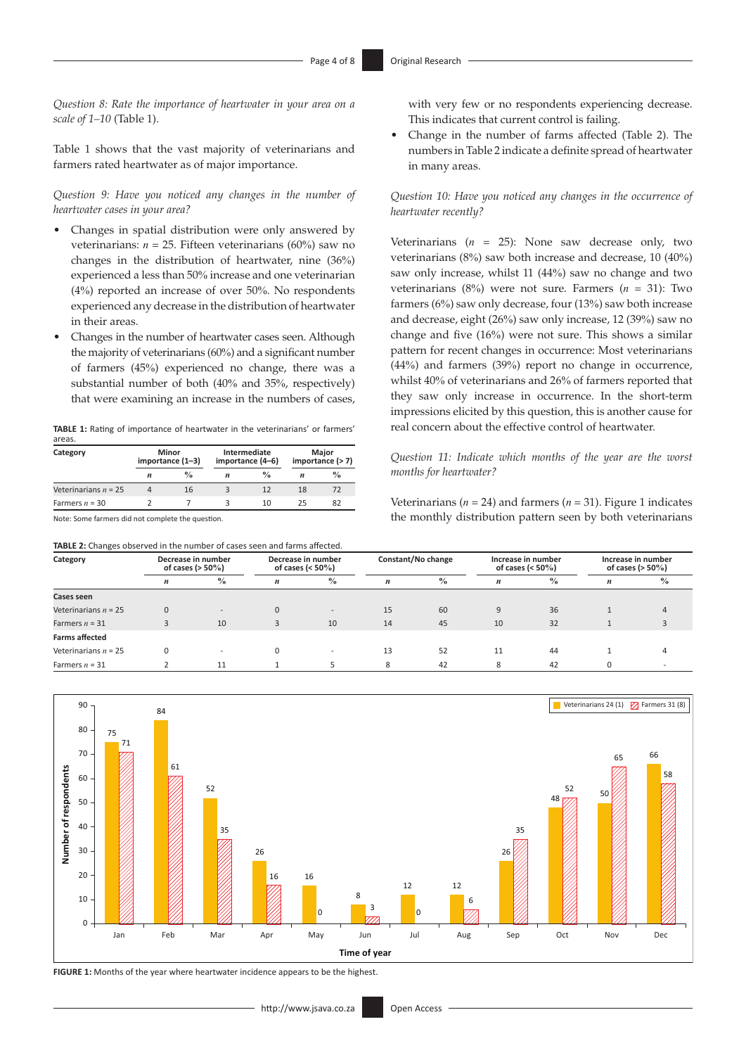*Question 8: Rate the importance of heartwater in your area on a scale of 1–10* (Table 1).

Table 1 shows that the vast majority of veterinarians and farmers rated heartwater as of major importance.

*Question 9: Have you noticed any changes in the number of heartwater cases in your area?*

- Changes in spatial distribution were only answered by veterinarians: $n = 25$. Fifteen veterinarians (60%) saw no changes in the distribution of heartwater, nine (36%) experienced a less than 50% increase and one veterinarian (4%) reported an increase of over 50%. No respondents experienced any decrease in the distribution of heartwater in their areas.
- Changes in the number of heartwater cases seen. Although the majority of veterinarians (60%) and a significant number of farmers (45%) experienced no change, there was a substantial number of both (40% and 35%, respectively) that were examining an increase in the numbers of cases, with very few or no respondents experiencing decrease. This indicates that current control is failing.
- Change in the number of farms affected (Table 2). The numbers in Table 2 indicate a definite spread of heartwater in many areas.

**TABLE 1:** Rating of importance of heartwater in the veterinarians' or farmers' areas.

| Category | Minor importance (1–3) | | Intermediate importance (4–6) | | Major importance (> 7) | |
|---|---|---|---|---|---|---|
| | *n* | % | *n* | % | *n* | % |
| Veterinarians $n = 25$ | 4 | 16 | 3 | 12 | 18 | 72 |
| Farmers $n = 30$ | 2 | 7 | 3 | 10 | 25 | 82 |

Note: Some farmers did not complete the question.

*Question 10: Have you noticed any changes in the occurrence of heartwater recently?*

Veterinarians ($n = 25$): None saw decrease only, two veterinarians (8%) saw both increase and decrease, 10 (40%) saw only increase, whilst 11 (44%) saw no change and two veterinarians (8%) were not sure. Farmers ($n = 31$): Two farmers (6%) saw only decrease, four (13%) saw both increase and decrease, eight (26%) saw only increase, 12 (39%) saw no change and five (16%) were not sure. This shows a similar pattern for recent changes in occurrence: Most veterinarians (44%) and farmers (39%) report no change in occurrence, whilst 40% of veterinarians and 26% of farmers reported that they saw only increase in occurrence. In the short-term impressions elicited by this question, this is another cause for real concern about the effective control of heartwater.

*Question 11: Indicate which months of the year are the worst months for heartwater?*

Veterinarians ($n = 24$) and farmers ($n = 31$). Figure 1 indicates the monthly distribution pattern seen by both veterinarians

**TABLE 2:** Changes observed in the number of cases seen and farms affected.

| Category | Decrease in number of cases (> 50%) | | Decrease in number of cases (< 50%) | | Constant/No change | | Increase in number of cases (< 50%) | | Increase in number of cases (> 50%) | |
|---|---|---|---|---|---|---|---|---|---|---|
| | *n* | % | *n* | % | *n* | % | *n* | % | *n* | % |
| **Cases seen** | | | | | | | | | | |
| Veterinarians $n = 25$ | 0 | - | 0 | - | 15 | 60 | 9 | 36 | 1 | 4 |
| Farmers $n = 31$ | 3 | 10 | 3 | 10 | 14 | 45 | 10 | 32 | 1 | 3 |
| **Farms affected** | | | | | | | | | | |
| Veterinarians $n = 25$ | 0 | - | 0 | - | 13 | 52 | 11 | 44 | 1 | 4 |
| Farmers $n = 31$ | 2 | 11 | 1 | 5 | 8 | 42 | 8 | 42 | 0 | - |

Veterinarians 24 (1)
Farmers 31 (8)
Number of respondents
Time of year
Jan Feb Mar Apr May Jun Jul Aug Sep Oct Nov Dec
75 71 84 61 52 35 26 16 16 0 8 3 12 0 12 6 26 35 48 52 50 65 66 58

**FIGURE 1:** Months of the year where heartwater incidence appears to be the highest.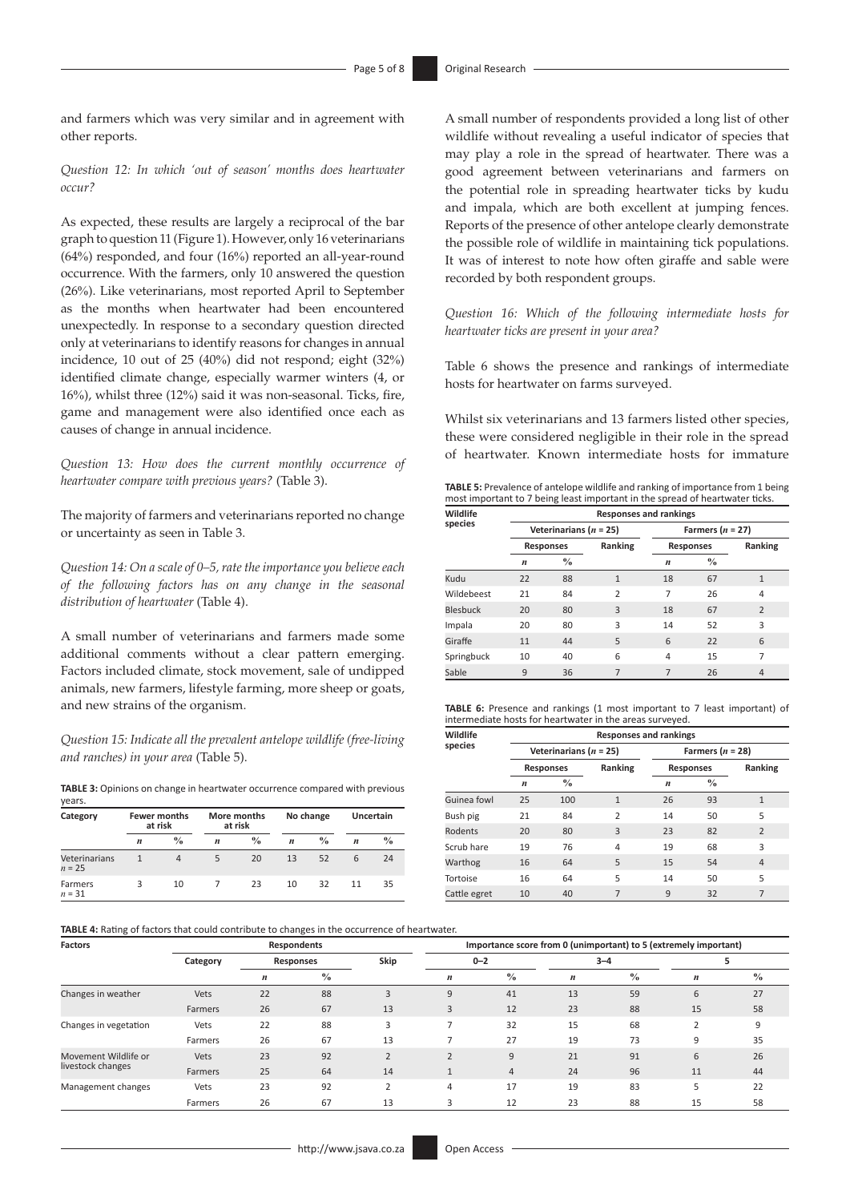and farmers which was very similar and in agreement with other reports.

*Question 12: In which 'out of season' months does heartwater occur?*

As expected, these results are largely a reciprocal of the bar graph to question 11 (Figure 1). However, only 16 veterinarians (64%) responded, and four (16%) reported an all-year-round occurrence. With the farmers, only 10 answered the question (26%). Like veterinarians, most reported April to September as the months when heartwater had been encountered unexpectedly. In response to a secondary question directed only at veterinarians to identify reasons for changes in annual incidence, 10 out of 25 (40%) did not respond; eight (32%) identified climate change, especially warmer winters (4, or 16%), whilst three (12%) said it was non-seasonal. Ticks, fire, game and management were also identified once each as causes of change in annual incidence.

*Question 13: How does the current monthly occurrence of heartwater compare with previous years?* (Table 3).

The majority of farmers and veterinarians reported no change or uncertainty as seen in Table 3.

*Question 14: On a scale of 0–5, rate the importance you believe each of the following factors has on any change in the seasonal distribution of heartwater* (Table 4).

A small number of veterinarians and farmers made some additional comments without a clear pattern emerging. Factors included climate, stock movement, sale of undipped animals, new farmers, lifestyle farming, more sheep or goats, and new strains of the organism.

*Question 15: Indicate all the prevalent antelope wildlife (free-living and ranches) in your area* (Table 5).

**TABLE 3:** Opinions on change in heartwater occurrence compared with previous years.

| Category | Fewer months at risk | | More months at risk | | No change | | Uncertain | |
|---|---|---|---|---|---|---|---|---|
| | *n* | % | *n* | % | *n* | % | *n* | % |
| Veterinarians $n = 25$ | 1 | 4 | 5 | 20 | 13 | 52 | 6 | 24 |
| Farmers $n = 31$ | 3 | 10 | 7 | 23 | 10 | 32 | 11 | 35 |

A small number of respondents provided a long list of other wildlife without revealing a useful indicator of species that may play a role in the spread of heartwater. There was a good agreement between veterinarians and farmers on the potential role in spreading heartwater ticks by kudu and impala, which are both excellent at jumping fences. Reports of the presence of other antelope clearly demonstrate the possible role of wildlife in maintaining tick populations. It was of interest to note how often giraffe and sable were recorded by both respondent groups.

*Question 16: Which of the following intermediate hosts for heartwater ticks are present in your area?*

Table 6 shows the presence and rankings of intermediate hosts for heartwater on farms surveyed.

Whilst six veterinarians and 13 farmers listed other species, these were considered negligible in their role in the spread of heartwater. Known intermediate hosts for immature

**TABLE 5:** Prevalence of antelope wildlife and ranking of importance from 1 being most important to 7 being least important in the spread of heartwater ticks.

| Wildlife species | Responses and rankings | | | | | |
|---|---|---|---|---|---|---|
| | Veterinarians ($n = 25$) | | | Farmers ($n = 27$) | | |
| | Responses | | Ranking | Responses | | Ranking |
| | *n* | % | | *n* | % | |
| Kudu | 22 | 88 | 1 | 18 | 67 | 1 |
| Wildebeest | 21 | 84 | 2 | 7 | 26 | 4 |
| Blesbuck | 20 | 80 | 3 | 18 | 67 | 2 |
| Impala | 20 | 80 | 3 | 14 | 52 | 3 |
| Giraffe | 11 | 44 | 5 | 6 | 22 | 6 |
| Springbuck | 10 | 40 | 6 | 4 | 15 | 7 |
| Sable | 9 | 36 | 7 | 7 | 26 | 4 |

**TABLE 6:** Presence and rankings (1 most important to 7 least important) of intermediate hosts for heartwater in the areas surveyed.

| Wildlife species | Responses and rankings | | | | | |
|---|---|---|---|---|---|---|
| | Veterinarians ($n = 25$) | | | Farmers ($n = 28$) | | |
| | Responses | | Ranking | Responses | | Ranking |
| | *n* | % | | *n* | % | |
| Guinea fowl | 25 | 100 | 1 | 26 | 93 | 1 |
| Bush pig | 21 | 84 | 2 | 14 | 50 | 5 |
| Rodents | 20 | 80 | 3 | 23 | 82 | 2 |
| Scrub hare | 19 | 76 | 4 | 19 | 68 | 3 |
| Warthog | 16 | 64 | 5 | 15 | 54 | 4 |
| Tortoise | 16 | 64 | 5 | 14 | 50 | 5 |
| Cattle egret | 10 | 40 | 7 | 9 | 32 | 7 |

**TABLE 4:** Rating of factors that could contribute to changes in the occurrence of heartwater.

| Factors | Respondents | | | | Importance score from 0 (unimportant) to 5 (extremely important) | | | | | |
|---|---|---|---|---|---|---|---|---|---|---|
| | Category | Responses | | Skip | 0–2 | | 3–4 | | 5 | |
| | | *n* | % | | *n* | % | *n* | % | *n* | % |
| Changes in weather | Vets | 22 | 88 | 3 | 9 | 41 | 13 | 59 | 6 | 27 |
| | Farmers | 26 | 67 | 13 | 3 | 12 | 23 | 88 | 15 | 58 |
| Changes in vegetation | Vets | 22 | 88 | 3 | 7 | 32 | 15 | 68 | 2 | 9 |
| | Farmers | 26 | 67 | 13 | 7 | 27 | 19 | 73 | 9 | 35 |
| Movement Wildlife or livestock changes | Vets | 23 | 92 | 2 | 2 | 9 | 21 | 91 | 6 | 26 |
| | Farmers | 25 | 64 | 14 | 1 | 4 | 24 | 96 | 11 | 44 |
| Management changes | Vets | 23 | 92 | 2 | 4 | 17 | 19 | 83 | 5 | 22 |
| | Farmers | 26 | 67 | 13 | 3 | 12 | 23 | 88 | 15 | 58 |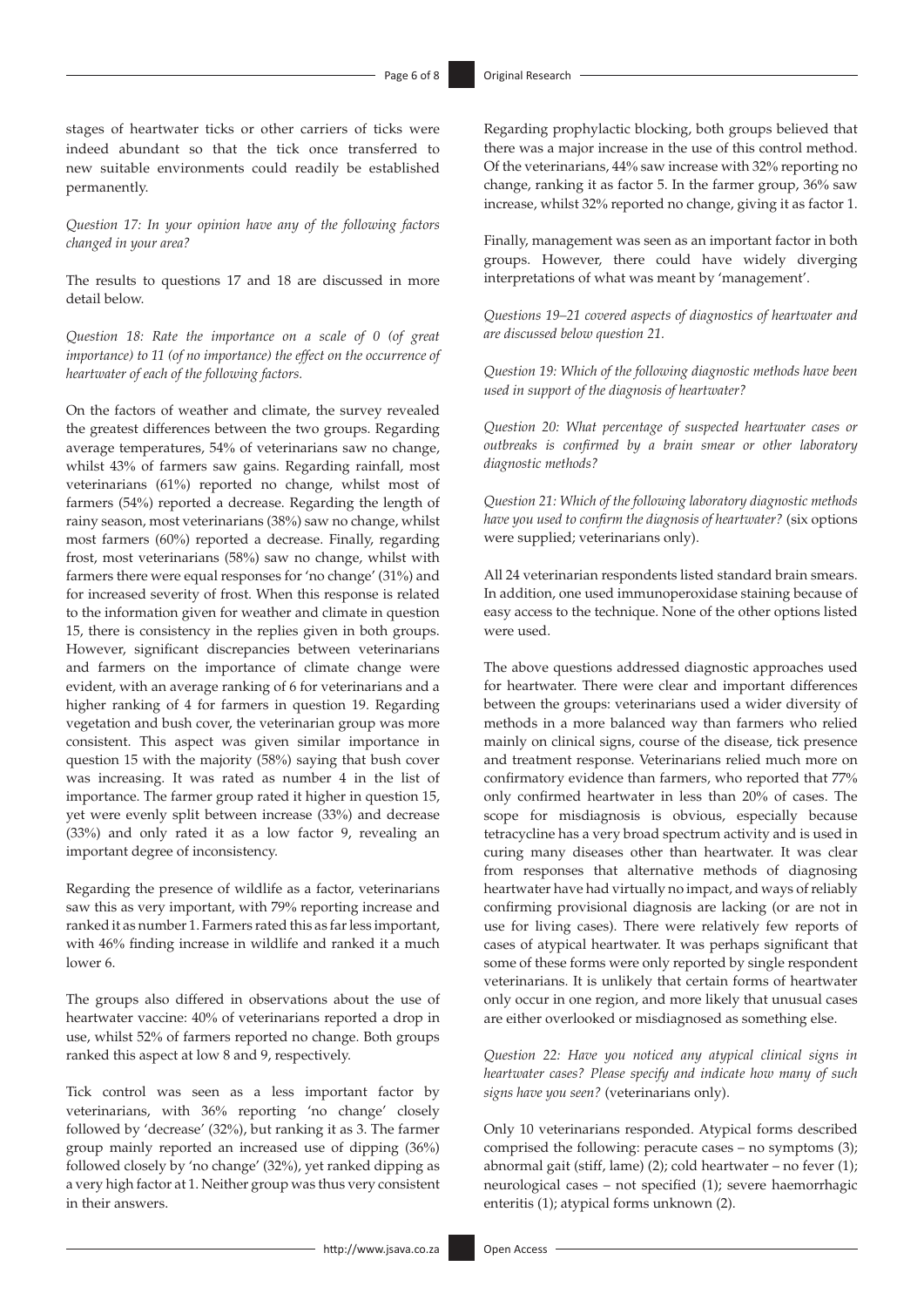stages of heartwater ticks or other carriers of ticks were indeed abundant so that the tick once transferred to new suitable environments could readily be established permanently.

*Question 17: In your opinion have any of the following factors changed in your area?*

The results to questions 17 and 18 are discussed in more detail below.

*Question 18: Rate the importance on a scale of 0 (of great importance) to 11 (of no importance) the effect on the occurrence of heartwater of each of the following factors.*

On the factors of weather and climate, the survey revealed the greatest differences between the two groups. Regarding average temperatures, 54% of veterinarians saw no change, whilst 43% of farmers saw gains. Regarding rainfall, most veterinarians (61%) reported no change, whilst most of farmers (54%) reported a decrease. Regarding the length of rainy season, most veterinarians (38%) saw no change, whilst most farmers (60%) reported a decrease. Finally, regarding frost, most veterinarians (58%) saw no change, whilst with farmers there were equal responses for 'no change' (31%) and for increased severity of frost. When this response is related to the information given for weather and climate in question 15, there is consistency in the replies given in both groups. However, significant discrepancies between veterinarians and farmers on the importance of climate change were evident, with an average ranking of 6 for veterinarians and a higher ranking of 4 for farmers in question 19. Regarding vegetation and bush cover, the veterinarian group was more consistent. This aspect was given similar importance in question 15 with the majority (58%) saying that bush cover was increasing. It was rated as number 4 in the list of importance. The farmer group rated it higher in question 15, yet were evenly split between increase (33%) and decrease (33%) and only rated it as a low factor 9, revealing an important degree of inconsistency.

Regarding the presence of wildlife as a factor, veterinarians saw this as very important, with 79% reporting increase and ranked it as number 1. Farmers rated this as far less important, with 46% finding increase in wildlife and ranked it a much lower 6.

The groups also differed in observations about the use of heartwater vaccine: 40% of veterinarians reported a drop in use, whilst 52% of farmers reported no change. Both groups ranked this aspect at low 8 and 9, respectively.

Tick control was seen as a less important factor by veterinarians, with 36% reporting 'no change' closely followed by 'decrease' (32%), but ranking it as 3. The farmer group mainly reported an increased use of dipping (36%) followed closely by 'no change' (32%), yet ranked dipping as a very high factor at 1. Neither group was thus very consistent in their answers.

Regarding prophylactic blocking, both groups believed that there was a major increase in the use of this control method. Of the veterinarians, 44% saw increase with 32% reporting no change, ranking it as factor 5. In the farmer group, 36% saw increase, whilst 32% reported no change, giving it as factor 1.

Finally, management was seen as an important factor in both groups. However, there could have widely diverging interpretations of what was meant by 'management'.

*Questions 19–21 covered aspects of diagnostics of heartwater and are discussed below question 21.*

*Question 19: Which of the following diagnostic methods have been used in support of the diagnosis of heartwater?*

*Question 20: What percentage of suspected heartwater cases or outbreaks is confirmed by a brain smear or other laboratory diagnostic methods?*

*Question 21: Which of the following laboratory diagnostic methods have you used to confirm the diagnosis of heartwater?* (six options were supplied; veterinarians only).

All 24 veterinarian respondents listed standard brain smears. In addition, one used immunoperoxidase staining because of easy access to the technique. None of the other options listed were used.

The above questions addressed diagnostic approaches used for heartwater. There were clear and important differences between the groups: veterinarians used a wider diversity of methods in a more balanced way than farmers who relied mainly on clinical signs, course of the disease, tick presence and treatment response. Veterinarians relied much more on confirmatory evidence than farmers, who reported that 77% only confirmed heartwater in less than 20% of cases. The scope for misdiagnosis is obvious, especially because tetracycline has a very broad spectrum activity and is used in curing many diseases other than heartwater. It was clear from responses that alternative methods of diagnosing heartwater have had virtually no impact, and ways of reliably confirming provisional diagnosis are lacking (or are not in use for living cases). There were relatively few reports of cases of atypical heartwater. It was perhaps significant that some of these forms were only reported by single respondent veterinarians. It is unlikely that certain forms of heartwater only occur in one region, and more likely that unusual cases are either overlooked or misdiagnosed as something else.

*Question 22: Have you noticed any atypical clinical signs in heartwater cases? Please specify and indicate how many of such signs have you seen?* (veterinarians only).

Only 10 veterinarians responded. Atypical forms described comprised the following: peracute cases – no symptoms (3); abnormal gait (stiff, lame) (2); cold heartwater – no fever (1); neurological cases – not specified (1); severe haemorrhagic enteritis (1); atypical forms unknown (2).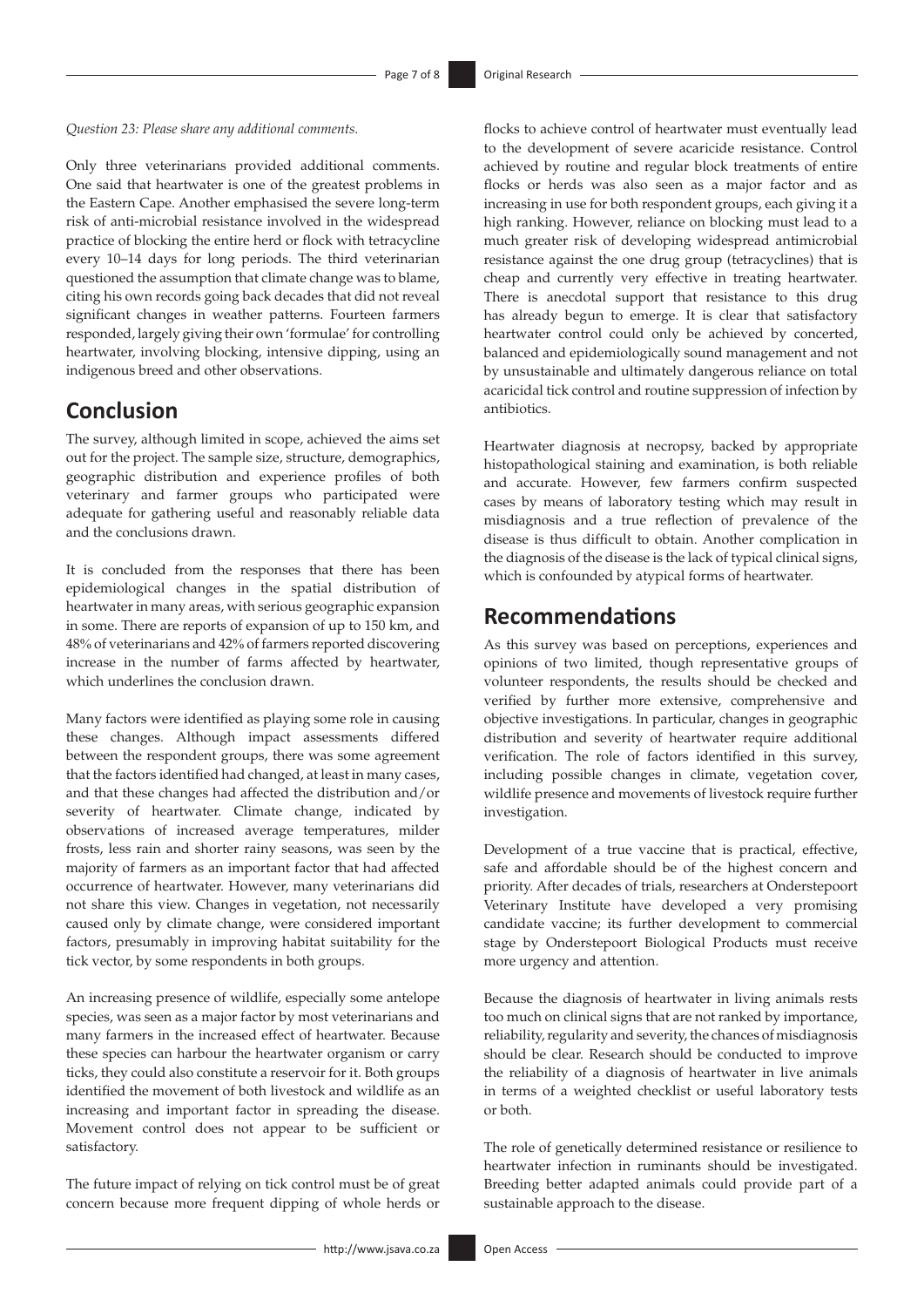*Question 23: Please share any additional comments.*

Only three veterinarians provided additional comments. One said that heartwater is one of the greatest problems in the Eastern Cape. Another emphasised the severe long-term risk of anti-microbial resistance involved in the widespread practice of blocking the entire herd or flock with tetracycline every 10–14 days for long periods. The third veterinarian questioned the assumption that climate change was to blame, citing his own records going back decades that did not reveal significant changes in weather patterns. Fourteen farmers responded, largely giving their own 'formulae' for controlling heartwater, involving blocking, intensive dipping, using an indigenous breed and other observations.

## Conclusion

The survey, although limited in scope, achieved the aims set out for the project. The sample size, structure, demographics, geographic distribution and experience profiles of both veterinary and farmer groups who participated were adequate for gathering useful and reasonably reliable data and the conclusions drawn.

It is concluded from the responses that there has been epidemiological changes in the spatial distribution of heartwater in many areas, with serious geographic expansion in some. There are reports of expansion of up to 150 km, and 48% of veterinarians and 42% of farmers reported discovering increase in the number of farms affected by heartwater, which underlines the conclusion drawn.

Many factors were identified as playing some role in causing these changes. Although impact assessments differed between the respondent groups, there was some agreement that the factors identified had changed, at least in many cases, and that these changes had affected the distribution and/or severity of heartwater. Climate change, indicated by observations of increased average temperatures, milder frosts, less rain and shorter rainy seasons, was seen by the majority of farmers as an important factor that had affected occurrence of heartwater. However, many veterinarians did not share this view. Changes in vegetation, not necessarily caused only by climate change, were considered important factors, presumably in improving habitat suitability for the tick vector, by some respondents in both groups.

An increasing presence of wildlife, especially some antelope species, was seen as a major factor by most veterinarians and many farmers in the increased effect of heartwater. Because these species can harbour the heartwater organism or carry ticks, they could also constitute a reservoir for it. Both groups identified the movement of both livestock and wildlife as an increasing and important factor in spreading the disease. Movement control does not appear to be sufficient or satisfactory.

The future impact of relying on tick control must be of great concern because more frequent dipping of whole herds or flocks to achieve control of heartwater must eventually lead to the development of severe acaricide resistance. Control achieved by routine and regular block treatments of entire flocks or herds was also seen as a major factor and as increasing in use for both respondent groups, each giving it a high ranking. However, reliance on blocking must lead to a much greater risk of developing widespread antimicrobial resistance against the one drug group (tetracyclines) that is cheap and currently very effective in treating heartwater. There is anecdotal support that resistance to this drug has already begun to emerge. It is clear that satisfactory heartwater control could only be achieved by concerted, balanced and epidemiologically sound management and not by unsustainable and ultimately dangerous reliance on total acaricidal tick control and routine suppression of infection by antibiotics.

Heartwater diagnosis at necropsy, backed by appropriate histopathological staining and examination, is both reliable and accurate. However, few farmers confirm suspected cases by means of laboratory testing which may result in misdiagnosis and a true reflection of prevalence of the disease is thus difficult to obtain. Another complication in the diagnosis of the disease is the lack of typical clinical signs, which is confounded by atypical forms of heartwater.

## Recommendations

As this survey was based on perceptions, experiences and opinions of two limited, though representative groups of volunteer respondents, the results should be checked and verified by further more extensive, comprehensive and objective investigations. In particular, changes in geographic distribution and severity of heartwater require additional verification. The role of factors identified in this survey, including possible changes in climate, vegetation cover, wildlife presence and movements of livestock require further investigation.

Development of a true vaccine that is practical, effective, safe and affordable should be of the highest concern and priority. After decades of trials, researchers at Onderstepoort Veterinary Institute have developed a very promising candidate vaccine; its further development to commercial stage by Onderstepoort Biological Products must receive more urgency and attention.

Because the diagnosis of heartwater in living animals rests too much on clinical signs that are not ranked by importance, reliability, regularity and severity, the chances of misdiagnosis should be clear. Research should be conducted to improve the reliability of a diagnosis of heartwater in live animals in terms of a weighted checklist or useful laboratory tests or both.

The role of genetically determined resistance or resilience to heartwater infection in ruminants should be investigated. Breeding better adapted animals could provide part of a sustainable approach to the disease.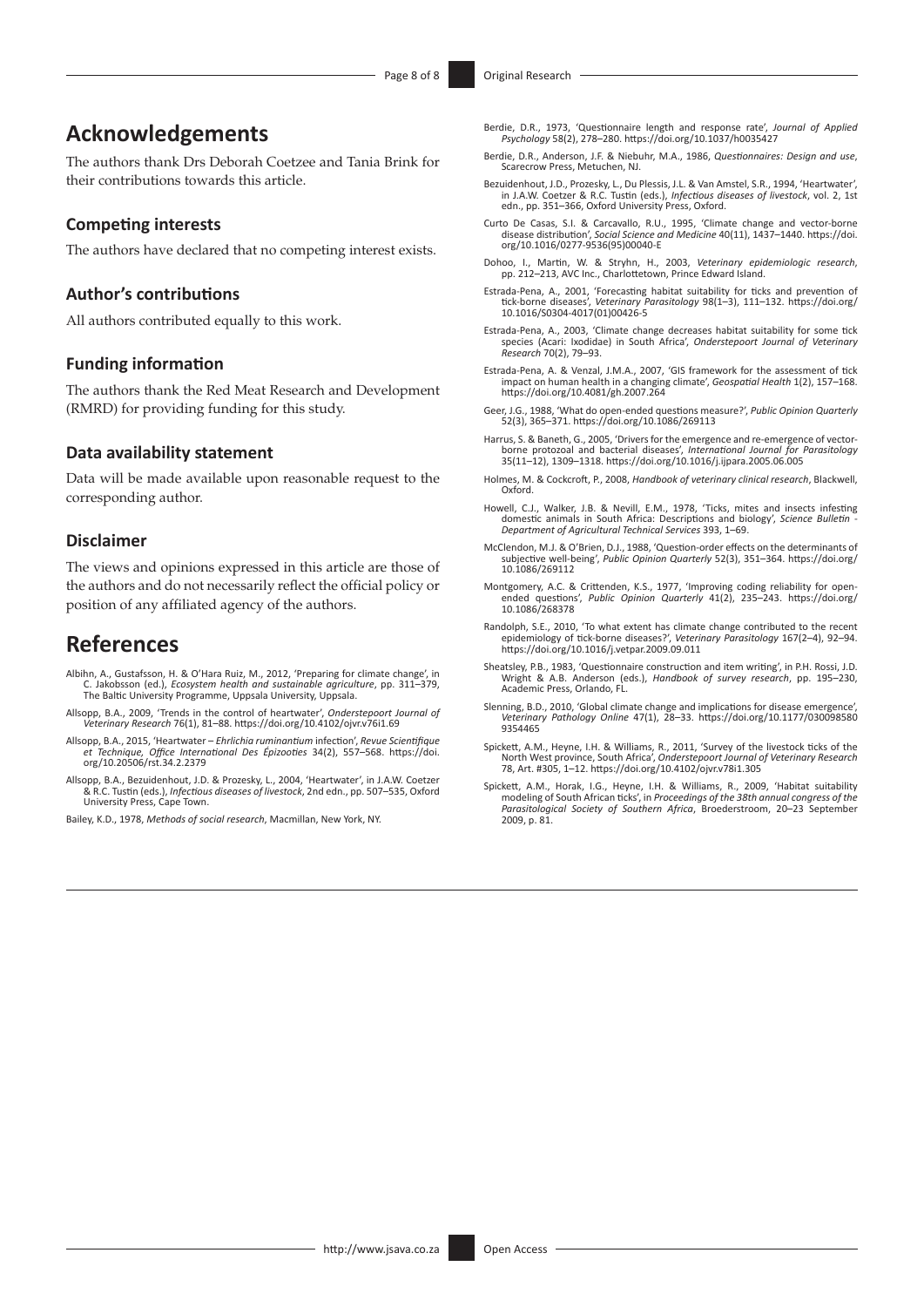## Acknowledgements

The authors thank Drs Deborah Coetzee and Tania Brink for their contributions towards this article.

### Competing interests

The authors have declared that no competing interest exists.

### Author's contributions

All authors contributed equally to this work.

### Funding information

The authors thank the Red Meat Research and Development (RMRD) for providing funding for this study.

### Data availability statement

Data will be made available upon reasonable request to the corresponding author.

### Disclaimer

The views and opinions expressed in this article are those of the authors and do not necessarily reflect the official policy or position of any affiliated agency of the authors.

## References

Albihn, A., Gustafsson, H. & O'Hara Ruiz, M., 2012, 'Preparing for climate change', in C. Jakobsson (ed.), *Ecosystem health and sustainable agriculture*, pp. 311–379, The Baltic University Programme, Uppsala University, Uppsala.

Allsopp, B.A., 2009, 'Trends in the control of heartwater', *Onderstepoort Journal of Veterinary Research* 76(1), 81–88. https://doi.org/10.4102/ojvr.v76i1.69

Allsopp, B.A., 2015, 'Heartwater – *Ehrlichia ruminantium* infection', *Revue Scientifique et Technique, Office International Des Épizooties* 34(2), 557–568. https://doi.org/10.20506/rst.34.2.2379

Allsopp, B.A., Bezuidenhout, J.D. & Prozesky, L., 2004, 'Heartwater', in J.A.W. Coetzer & R.C. Tustin (eds.), *Infectious diseases of livestock*, 2nd edn., pp. 507–535, Oxford University Press, Cape Town.

Bailey, K.D., 1978, *Methods of social research*, Macmillan, New York, NY.

Berdie, D.R., 1973, 'Questionnaire length and response rate', *Journal of Applied Psychology* 58(2), 278–280. https://doi.org/10.1037/h0035427

Berdie, D.R., Anderson, J.F. & Niebuhr, M.A., 1986, *Questionnaires: Design and use*, Scarecrow Press, Metuchen, NJ.

Bezuidenhout, J.D., Prozesky, L., Du Plessis, J.L. & Van Amstel, S.R., 1994, 'Heartwater', in J.A.W. Coetzer & R.C. Tustin (eds.), *Infectious diseases of livestock*, vol. 2, 1st edn., pp. 351–366, Oxford University Press, Oxford.

Curto De Casas, S.I. & Carcavallo, R.U., 1995, 'Climate change and vector-borne disease distribution', *Social Science and Medicine* 40(11), 1437–1440. https://doi.org/10.1016/0277-9536(95)00040-E

Dohoo, I., Martin, W. & Stryhn, H., 2003, *Veterinary epidemiologic research*, pp. 212–213, AVC Inc., Charlottetown, Prince Edward Island.

Estrada-Pena, A., 2001, 'Forecasting habitat suitability for ticks and prevention of tick-borne diseases', *Veterinary Parasitology* 98(1–3), 111–132. https://doi.org/10.1016/S0304-4017(01)00426-5

Estrada-Pena, A., 2003, 'Climate change decreases habitat suitability for some tick species (Acari: Ixodidae) in South Africa', *Onderstepoort Journal of Veterinary Research* 70(2), 79–93.

Estrada-Pena, A. & Venzal, J.M.A., 2007, 'GIS framework for the assessment of tick impact on human health in a changing climate', *Geospatial Health* 1(2), 157–168. https://doi.org/10.4081/gh.2007.264

Geer, J.G., 1988, 'What do open-ended questions measure?', *Public Opinion Quarterly* 52(3), 365–371. https://doi.org/10.1086/269113

Harrus, S. & Baneth, G., 2005, 'Drivers for the emergence and re-emergence of vector-borne protozoal and bacterial diseases', *International Journal for Parasitology* 35(11–12), 1309–1318. https://doi.org/10.1016/j.ijpara.2005.06.005

Holmes, M. & Cockcroft, P., 2008, *Handbook of veterinary clinical research*, Blackwell, Oxford.

Howell, C.J., Walker, J.B. & Nevill, E.M., 1978, 'Ticks, mites and insects infesting domestic animals in South Africa: Descriptions and biology', *Science Bulletin - Department of Agricultural Technical Services* 393, 1–69.

McClendon, M.J. & O'Brien, D.J., 1988, 'Question-order effects on the determinants of subjective well-being', *Public Opinion Quarterly* 52(3), 351–364. https://doi.org/10.1086/269112

Montgomery, A.C. & Crittenden, K.S., 1977, 'Improving coding reliability for open-ended questions', *Public Opinion Quarterly* 41(2), 235–243. https://doi.org/10.1086/268378

Randolph, S.E., 2010, 'To what extent has climate change contributed to the recent epidemiology of tick-borne diseases?', *Veterinary Parasitology* 167(2–4), 92–94. https://doi.org/10.1016/j.vetpar.2009.09.011

Sheatsley, P.B., 1983, 'Questionnaire construction and item writing', in P.H. Rossi, J.D. Wright & A.B. Anderson (eds.), *Handbook of survey research*, pp. 195–230, Academic Press, Orlando, FL.

Slenning, B.D., 2010, 'Global climate change and implications for disease emergence', *Veterinary Pathology Online* 47(1), 28–33. https://doi.org/10.1177/0300985809354465

Spickett, A.M., Heyne, I.H. & Williams, R., 2011, 'Survey of the livestock ticks of the North West province, South Africa', *Onderstepoort Journal of Veterinary Research* 78, Art. #305, 1–12. https://doi.org/10.4102/ojvr.v78i1.305

Spickett, A.M., Horak, I.G., Heyne, I.H. & Williams, R., 2009, 'Habitat suitability modeling of South African ticks', in *Proceedings of the 38th annual congress of the Parasitological Society of Southern Africa*, Broederstroom, 20–23 September 2009, p. 81.